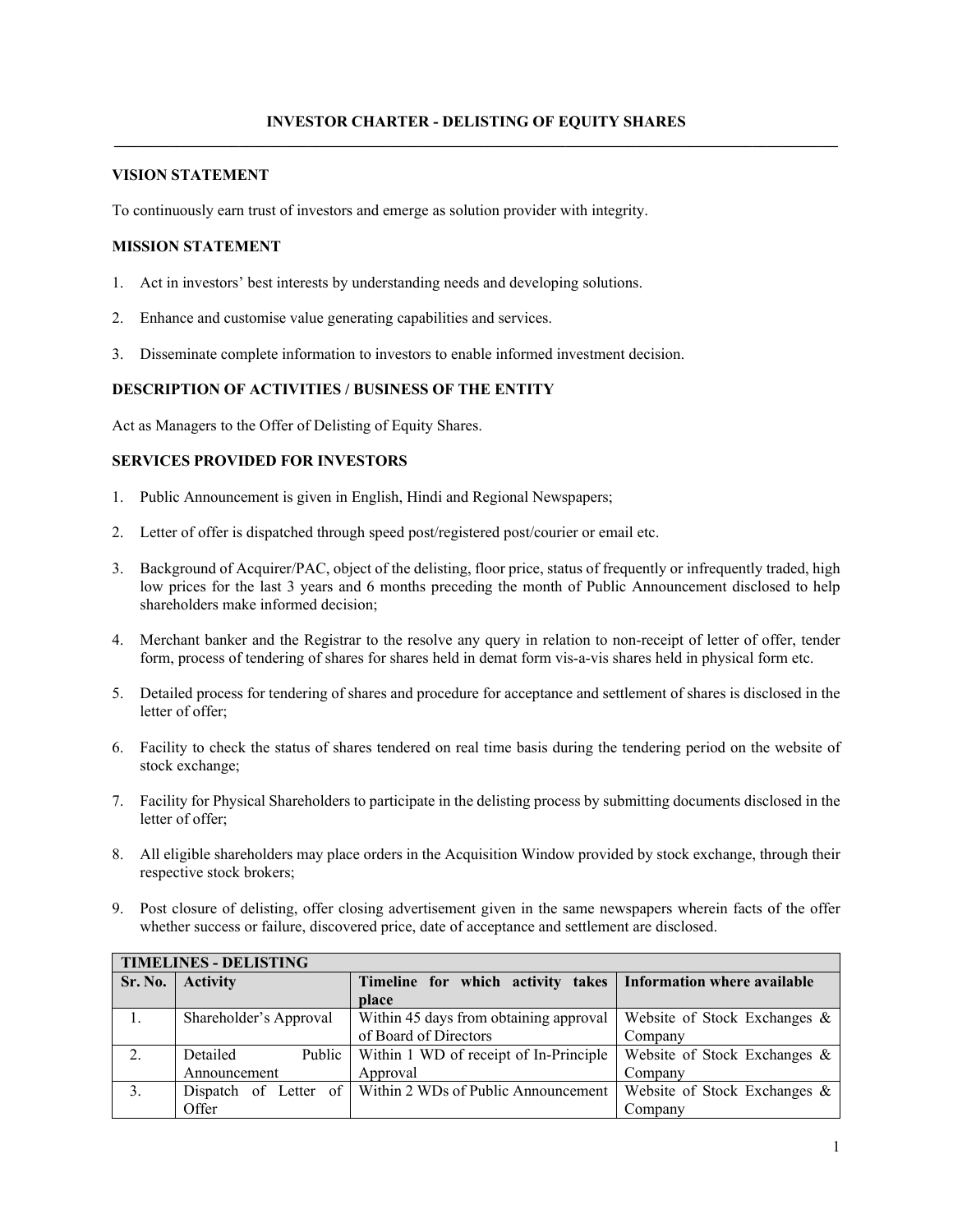# INVESTOR CHARTER - DELISTING OF EQUITY SHARES

## VISION STATEMENT

To continuously earn trust of investors and emerge as solution provider with integrity.

## MISSION STATEMENT

1. Act in investors' best interests by understanding needs and developing solutions.
2. Enhance and customise value generating capabilities and services.
3. Disseminate complete information to investors to enable informed investment decision.

## DESCRIPTION OF ACTIVITIES / BUSINESS OF THE ENTITY

Act as Managers to the Offer of Delisting of Equity Shares.

## SERVICES PROVIDED FOR INVESTORS

1. Public Announcement is given in English, Hindi and Regional Newspapers;
2. Letter of offer is dispatched through speed post/registered post/courier or email etc.
3. Background of Acquirer/PAC, object of the delisting, floor price, status of frequently or infrequently traded, high low prices for the last 3 years and 6 months preceding the month of Public Announcement disclosed to help shareholders make informed decision;
4. Merchant banker and the Registrar to the resolve any query in relation to non-receipt of letter of offer, tender form, process of tendering of shares for shares held in demat form vis-a-vis shares held in physical form etc.
5. Detailed process for tendering of shares and procedure for acceptance and settlement of shares is disclosed in the letter of offer;
6. Facility to check the status of shares tendered on real time basis during the tendering period on the website of stock exchange;
7. Facility for Physical Shareholders to participate in the delisting process by submitting documents disclosed in the letter of offer;
8. All eligible shareholders may place orders in the Acquisition Window provided by stock exchange, through their respective stock brokers;
9. Post closure of delisting, offer closing advertisement given in the same newspapers wherein facts of the offer whether success or failure, discovered price, date of acceptance and settlement are disclosed.

| TIMELINES - DELISTING | | | |
|---|---|---|---|
| **Sr. No.** | **Activity** | **Timeline for which activity takes place** | **Information where available** |
| 1. | Shareholder's Approval | Within 45 days from obtaining approval of Board of Directors | Website of Stock Exchanges & Company |
| 2. | Detailed Public Announcement | Within 1 WD of receipt of In-Principle Approval | Website of Stock Exchanges & Company |
| 3. | Dispatch of Letter of Offer | Within 2 WDs of Public Announcement | Website of Stock Exchanges & Company |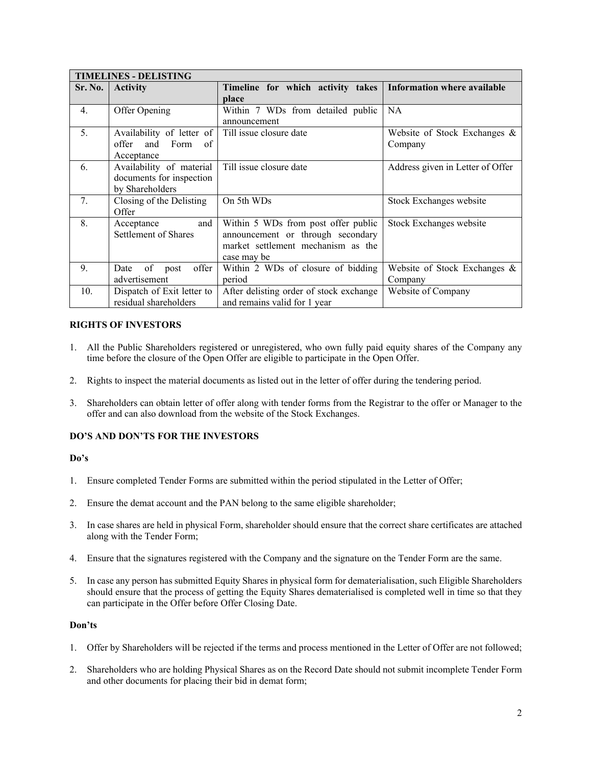| TIMELINES - DELISTING | | | |
|---|---|---|---|
| **Sr. No.** | **Activity** | **Timeline for which activity takes place** | **Information where available** |
| 4. | Offer Opening | Within 7 WDs from detailed public announcement | NA |
| 5. | Availability of letter of offer and Form of Acceptance | Till issue closure date | Website of Stock Exchanges & Company |
| 6. | Availability of material documents for inspection by Shareholders | Till issue closure date | Address given in Letter of Offer |
| 7. | Closing of the Delisting Offer | On 5th WDs | Stock Exchanges website |
| 8. | Acceptance and Settlement of Shares | Within 5 WDs from post offer public announcement or through secondary market settlement mechanism as the case may be | Stock Exchanges website |
| 9. | Date of post offer advertisement | Within 2 WDs of closure of bidding period | Website of Stock Exchanges & Company |
| 10. | Dispatch of Exit letter to residual shareholders | After delisting order of stock exchange and remains valid for 1 year | Website of Company |

**RIGHTS OF INVESTORS**

1. All the Public Shareholders registered or unregistered, who own fully paid equity shares of the Company any time before the closure of the Open Offer are eligible to participate in the Open Offer.
2. Rights to inspect the material documents as listed out in the letter of offer during the tendering period.
3. Shareholders can obtain letter of offer along with tender forms from the Registrar to the offer or Manager to the offer and can also download from the website of the Stock Exchanges.

**DO'S AND DON'TS FOR THE INVESTORS**

**Do's**

1. Ensure completed Tender Forms are submitted within the period stipulated in the Letter of Offer;
2. Ensure the demat account and the PAN belong to the same eligible shareholder;
3. In case shares are held in physical Form, shareholder should ensure that the correct share certificates are attached along with the Tender Form;
4. Ensure that the signatures registered with the Company and the signature on the Tender Form are the same.
5. In case any person has submitted Equity Shares in physical form for dematerialisation, such Eligible Shareholders should ensure that the process of getting the Equity Shares dematerialised is completed well in time so that they can participate in the Offer before Offer Closing Date.

**Don'ts**

1. Offer by Shareholders will be rejected if the terms and process mentioned in the Letter of Offer are not followed;
2. Shareholders who are holding Physical Shares as on the Record Date should not submit incomplete Tender Form and other documents for placing their bid in demat form;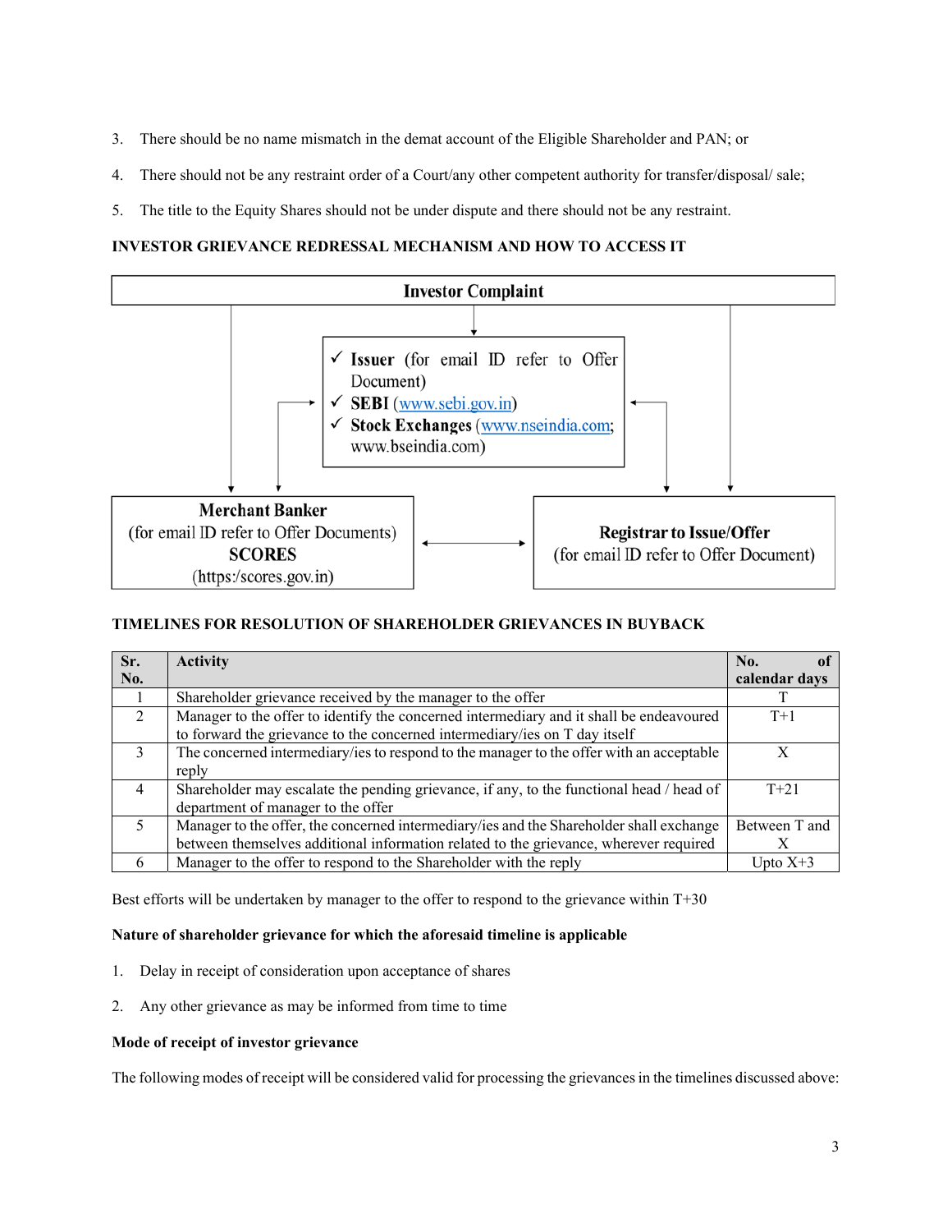3. There should be no name mismatch in the demat account of the Eligible Shareholder and PAN; or

4. There should not be any restraint order of a Court/any other competent authority for transfer/disposal/ sale;

5. The title to the Equity Shares should not be under dispute and there should not be any restraint.

**INVESTOR GRIEVANCE REDRESSAL MECHANISM AND HOW TO ACCESS IT**

**Investor Complaint**

- ✓ **Issuer** (for email ID refer to Offer Document)
- ✓ **SEBI** (www.sebi.gov.in)
- ✓ **Stock Exchanges** (www.nseindia.com; www.bseindia.com)

**Merchant Banker**
(for email ID refer to Offer Documents)
**SCORES**
(https:/scores.gov.in)

**Registrar to Issue/Offer**
(for email ID refer to Offer Document)

**TIMELINES FOR RESOLUTION OF SHAREHOLDER GRIEVANCES IN BUYBACK**

| Sr. No. | Activity | No. of calendar days |
|---|---|---|
| 1 | Shareholder grievance received by the manager to the offer | T |
| 2 | Manager to the offer to identify the concerned intermediary and it shall be endeavoured to forward the grievance to the concerned intermediary/ies on T day itself | T+1 |
| 3 | The concerned intermediary/ies to respond to the manager to the offer with an acceptable reply | X |
| 4 | Shareholder may escalate the pending grievance, if any, to the functional head / head of department of manager to the offer | T+21 |
| 5 | Manager to the offer, the concerned intermediary/ies and the Shareholder shall exchange between themselves additional information related to the grievance, wherever required | Between T and X |
| 6 | Manager to the offer to respond to the Shareholder with the reply | Upto X+3 |

Best efforts will be undertaken by manager to the offer to respond to the grievance within T+30

**Nature of shareholder grievance for which the aforesaid timeline is applicable**

1. Delay in receipt of consideration upon acceptance of shares

2. Any other grievance as may be informed from time to time

**Mode of receipt of investor grievance**

The following modes of receipt will be considered valid for processing the grievances in the timelines discussed above: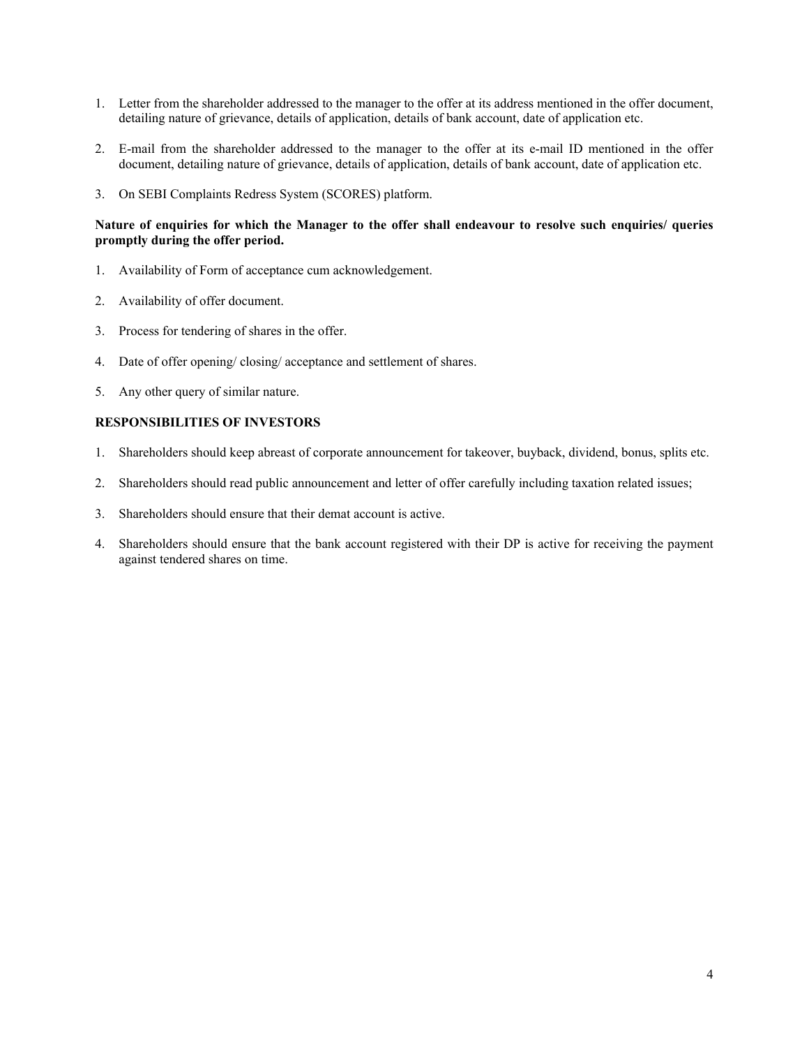1. Letter from the shareholder addressed to the manager to the offer at its address mentioned in the offer document, detailing nature of grievance, details of application, details of bank account, date of application etc.

2. E-mail from the shareholder addressed to the manager to the offer at its e-mail ID mentioned in the offer document, detailing nature of grievance, details of application, details of bank account, date of application etc.

3. On SEBI Complaints Redress System (SCORES) platform.

**Nature of enquiries for which the Manager to the offer shall endeavour to resolve such enquiries/ queries promptly during the offer period.**

1. Availability of Form of acceptance cum acknowledgement.

2. Availability of offer document.

3. Process for tendering of shares in the offer.

4. Date of offer opening/ closing/ acceptance and settlement of shares.

5. Any other query of similar nature.

**RESPONSIBILITIES OF INVESTORS**

1. Shareholders should keep abreast of corporate announcement for takeover, buyback, dividend, bonus, splits etc.

2. Shareholders should read public announcement and letter of offer carefully including taxation related issues;

3. Shareholders should ensure that their demat account is active.

4. Shareholders should ensure that the bank account registered with their DP is active for receiving the payment against tendered shares on time.